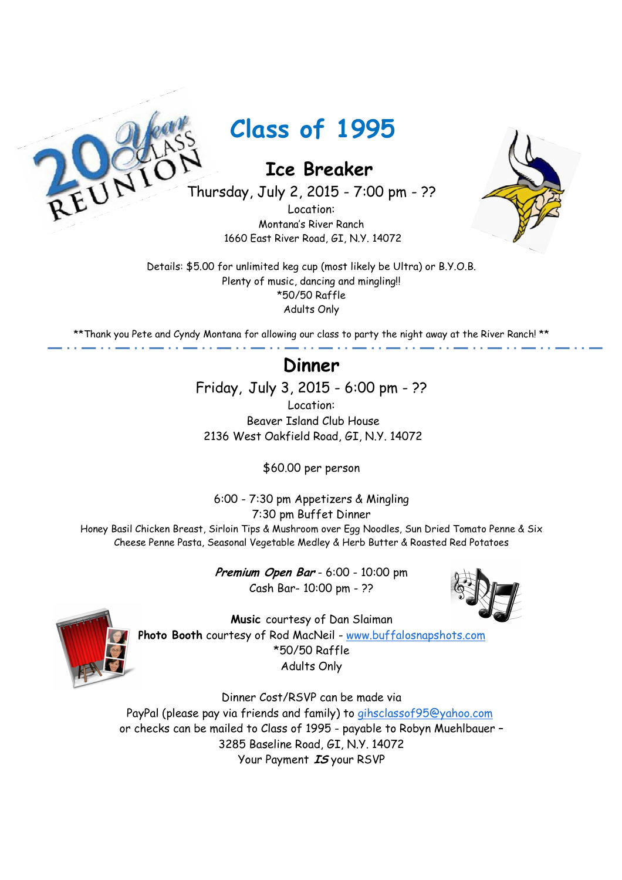20 Year Class Reunion

# Class of 1995

## Ice Breaker

Thursday, July 2, 2015 - 7:00 pm - ??

Location:
Montana's River Ranch
1660 East River Road, GI, N.Y. 14072

Details: $5.00 for unlimited keg cup (most likely be Ultra) or B.Y.O.B.
Plenty of music, dancing and mingling!!
*50/50 Raffle
Adults Only

**Thank you Pete and Cyndy Montana for allowing our class to party the night away at the River Ranch! **

---

## Dinner

Friday, July 3, 2015 - 6:00 pm - ??

Location:
Beaver Island Club House
2136 West Oakfield Road, GI, N.Y. 14072

$60.00 per person

6:00 - 7:30 pm Appetizers & Mingling
7:30 pm Buffet Dinner
Honey Basil Chicken Breast, Sirloin Tips & Mushroom over Egg Noodles, Sun Dried Tomato Penne & Six Cheese Penne Pasta, Seasonal Vegetable Medley & Herb Butter & Roasted Red Potatoes

***Premium Open Bar*** - 6:00 - 10:00 pm
Cash Bar- 10:00 pm - ??

**Music** courtesy of Dan Slaiman
**Photo Booth** courtesy of Rod MacNeil - www.buffalosnapshots.com
*50/50 Raffle
Adults Only

Dinner Cost/RSVP can be made via
PayPal (please pay via friends and family) to gihsclassof95@yahoo.com
or checks can be mailed to Class of 1995 - payable to Robyn Muehlbauer –
3285 Baseline Road, GI, N.Y. 14072
Your Payment ***IS*** your RSVP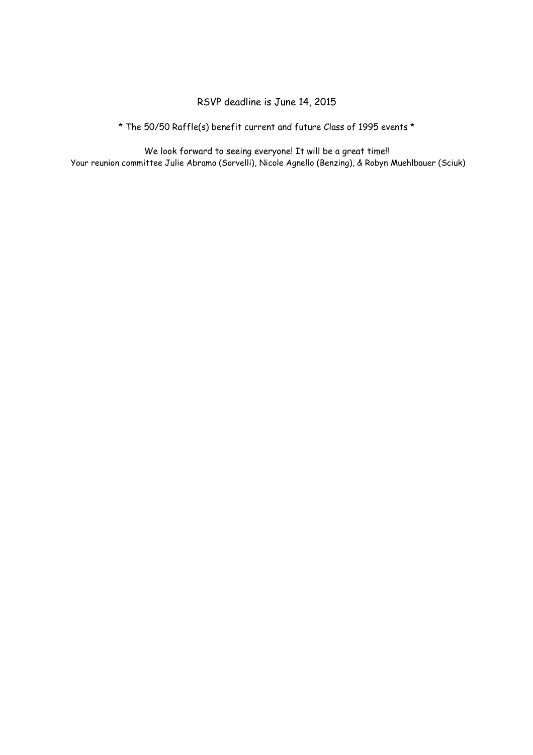RSVP deadline is June 14, 2015

* The 50/50 Raffle(s) benefit current and future Class of 1995 events *

We look forward to seeing everyone! It will be a great time!!
Your reunion committee Julie Abramo (Sorvelli), Nicole Agnello (Benzing), & Robyn Muehlbauer (Sciuk)